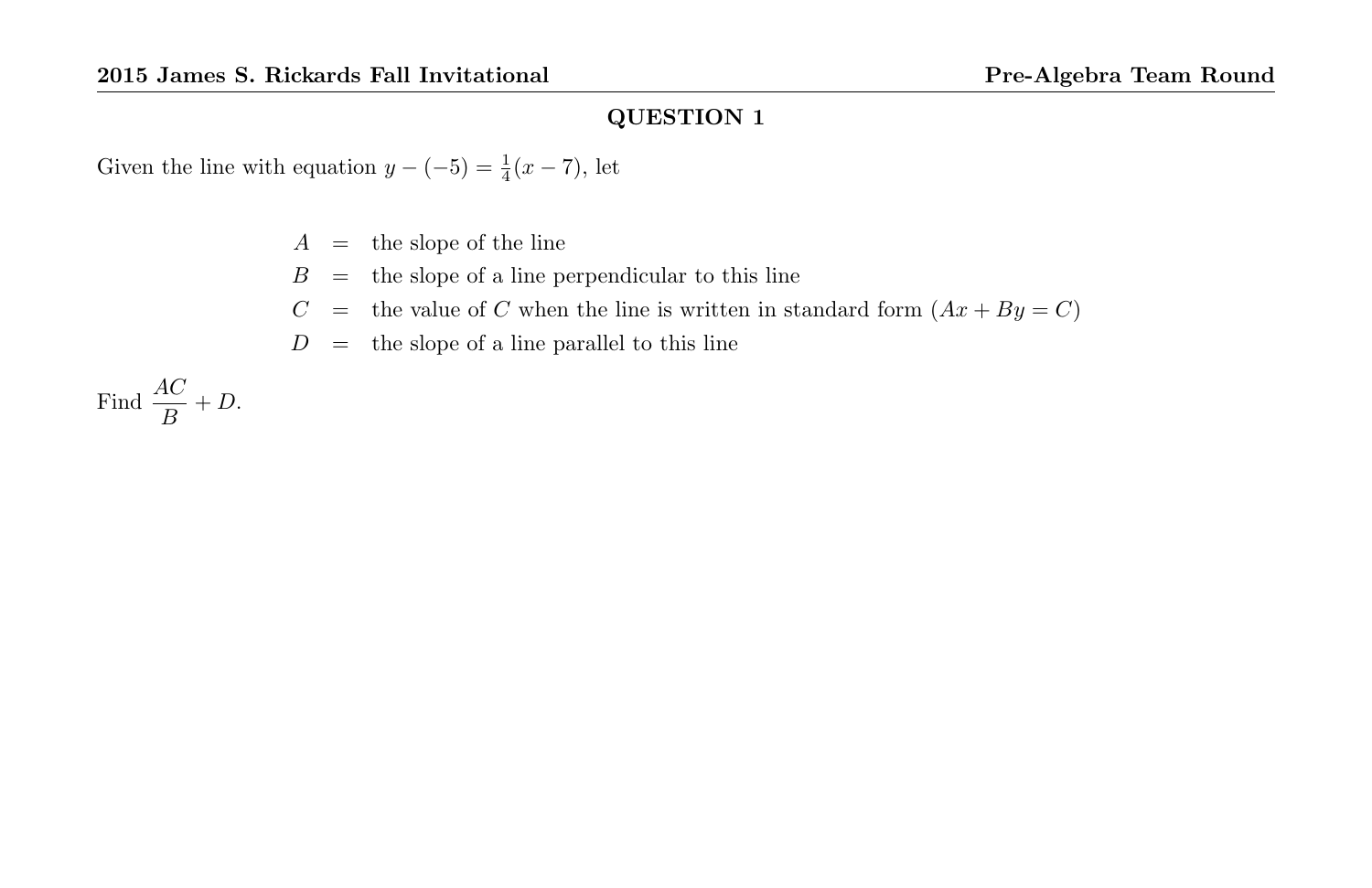## QUESTION 1

Given the line with equation $y - (-5) = \frac{1}{4}(x - 7)$, let

$$
\begin{aligned}
A &= \text{the slope of the line} \\
B &= \text{the slope of a line perpendicular to this line} \\
C &= \text{the value of } C \text{ when the line is written in standard form } (Ax + By = C) \\
D &= \text{the slope of a line parallel to this line}
\end{aligned}
$$

Find $\dfrac{AC}{B} + D$.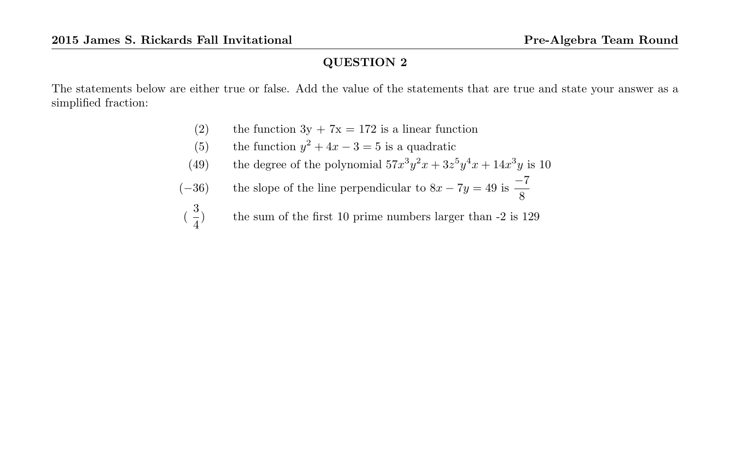## QUESTION 2

The statements below are either true or false. Add the value of the statements that are true and state your answer as a simplified fraction:

| | |
|---|---|
| (2) | the function 3y + 7x = 172 is a linear function |
| (5) | the function $y^2 + 4x - 3 = 5$ is a quadratic |
| (49) | the degree of the polynomial $57x^3y^2x + 3z^5y^4x + 14x^3y$ is 10 |
| $(-36)$ | the slope of the line perpendicular to $8x - 7y = 49$ is $\frac{-7}{8}$ |
| $(\frac{3}{4})$ | the sum of the first 10 prime numbers larger than -2 is 129 |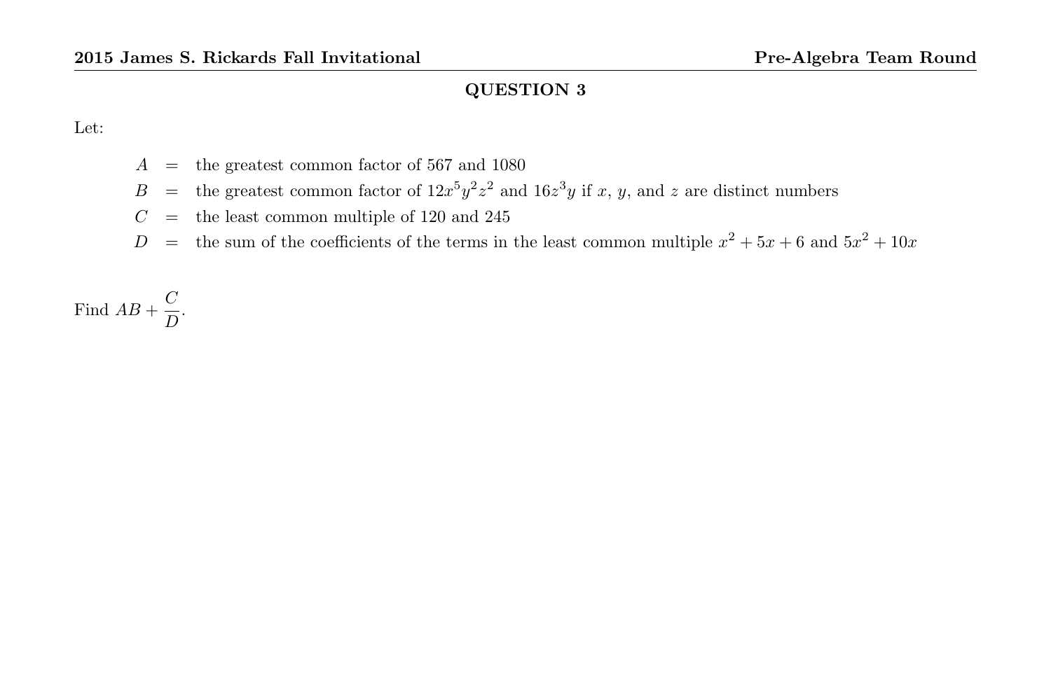## QUESTION 3

Let:

$A$ = the greatest common factor of 567 and 1080

$B$ = the greatest common factor of $12x^5y^2z^2$ and $16z^3y$ if $x$, $y$, and $z$ are distinct numbers

$C$ = the least common multiple of 120 and 245

$D$ = the sum of the coefficients of the terms in the least common multiple $x^2 + 5x + 6$ and $5x^2 + 10x$

Find $AB + \dfrac{C}{D}$.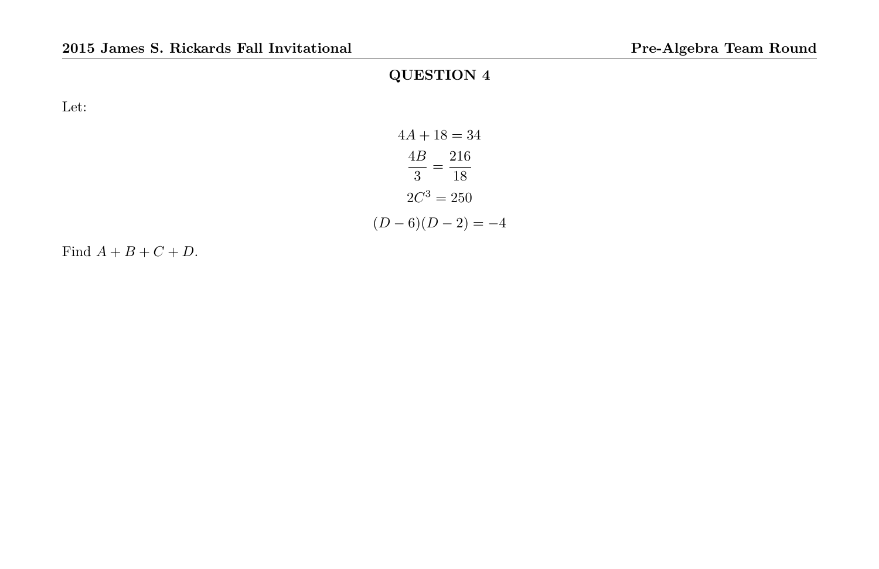## QUESTION 4

Let:

$$4A + 18 = 34$$

$$\frac{4B}{3} = \frac{216}{18}$$

$$2C^3 = 250$$

$$(D-6)(D-2) = -4$$

Find $A + B + C + D$.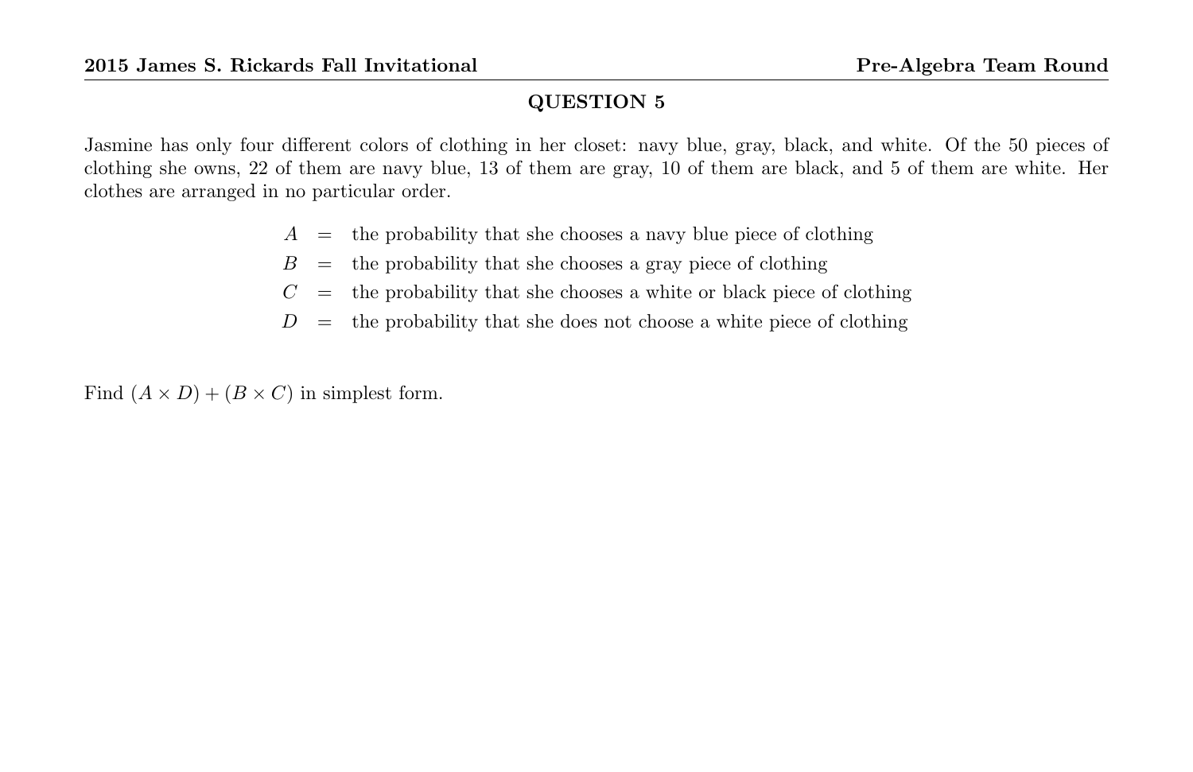## QUESTION 5

Jasmine has only four different colors of clothing in her closet: navy blue, gray, black, and white. Of the 50 pieces of clothing she owns, 22 of them are navy blue, 13 of them are gray, 10 of them are black, and 5 of them are white. Her clothes are arranged in no particular order.

$A$ = the probability that she chooses a navy blue piece of clothing

$B$ = the probability that she chooses a gray piece of clothing

$C$ = the probability that she chooses a white or black piece of clothing

$D$ = the probability that she does not choose a white piece of clothing

Find $(A \times D) + (B \times C)$ in simplest form.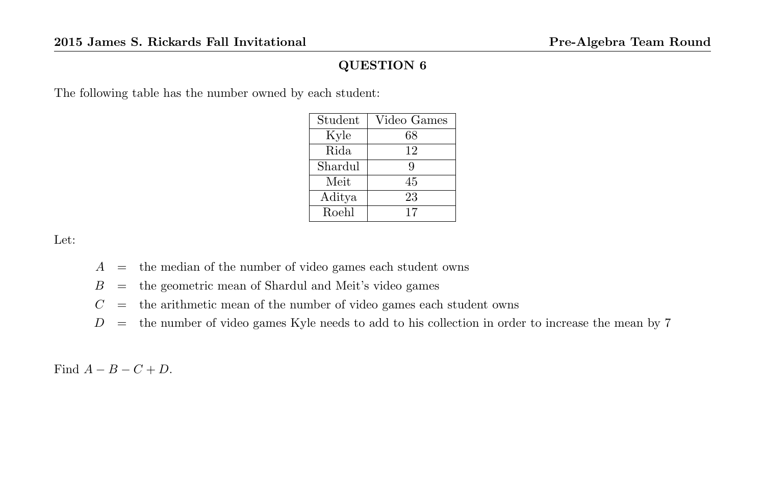## QUESTION 6

The following table has the number owned by each student:

| Student | Video Games |
|---|---|
| Kyle | 68 |
| Rida | 12 |
| Shardul | 9 |
| Meit | 45 |
| Aditya | 23 |
| Roehl | 17 |

Let:

$A$ = the median of the number of video games each student owns

$B$ = the geometric mean of Shardul and Meit's video games

$C$ = the arithmetic mean of the number of video games each student owns

$D$ = the number of video games Kyle needs to add to his collection in order to increase the mean by 7

Find $A - B - C + D$.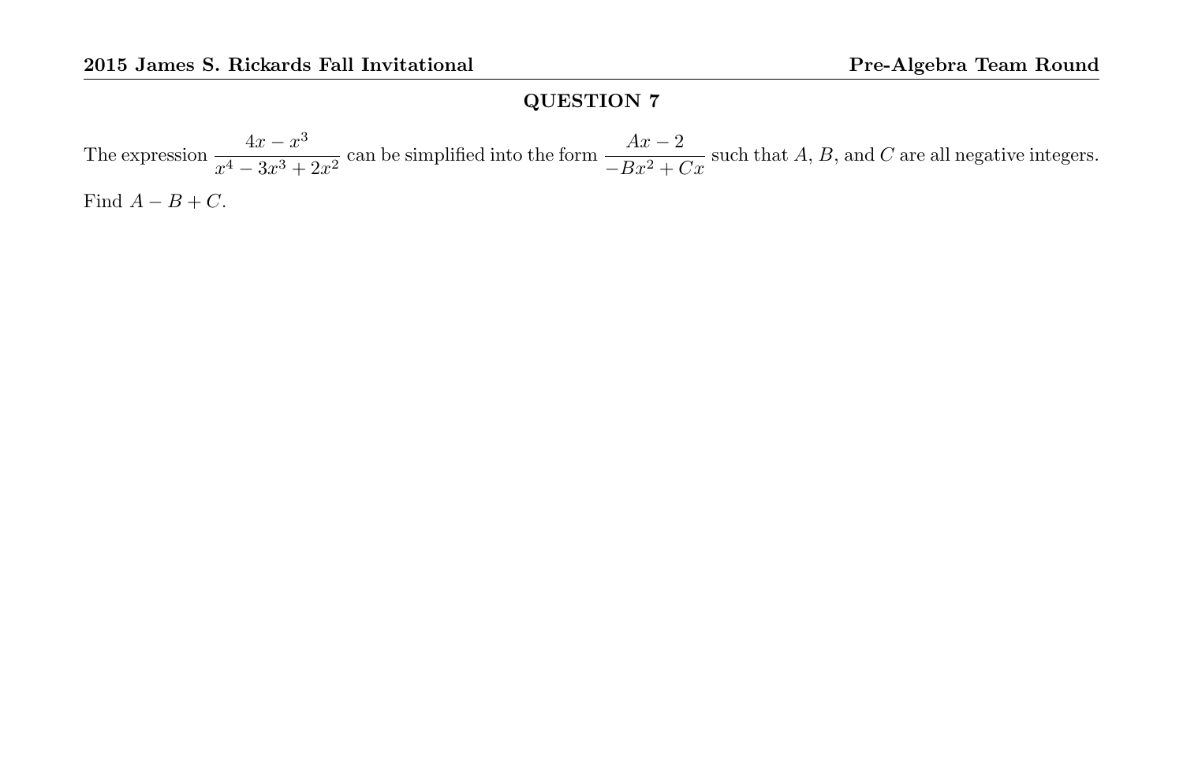## QUESTION 7

The expression $\dfrac{4x - x^3}{x^4 - 3x^3 + 2x^2}$ can be simplified into the form $\dfrac{Ax - 2}{-Bx^2 + Cx}$ such that $A$, $B$, and $C$ are all negative integers. Find $A - B + C$.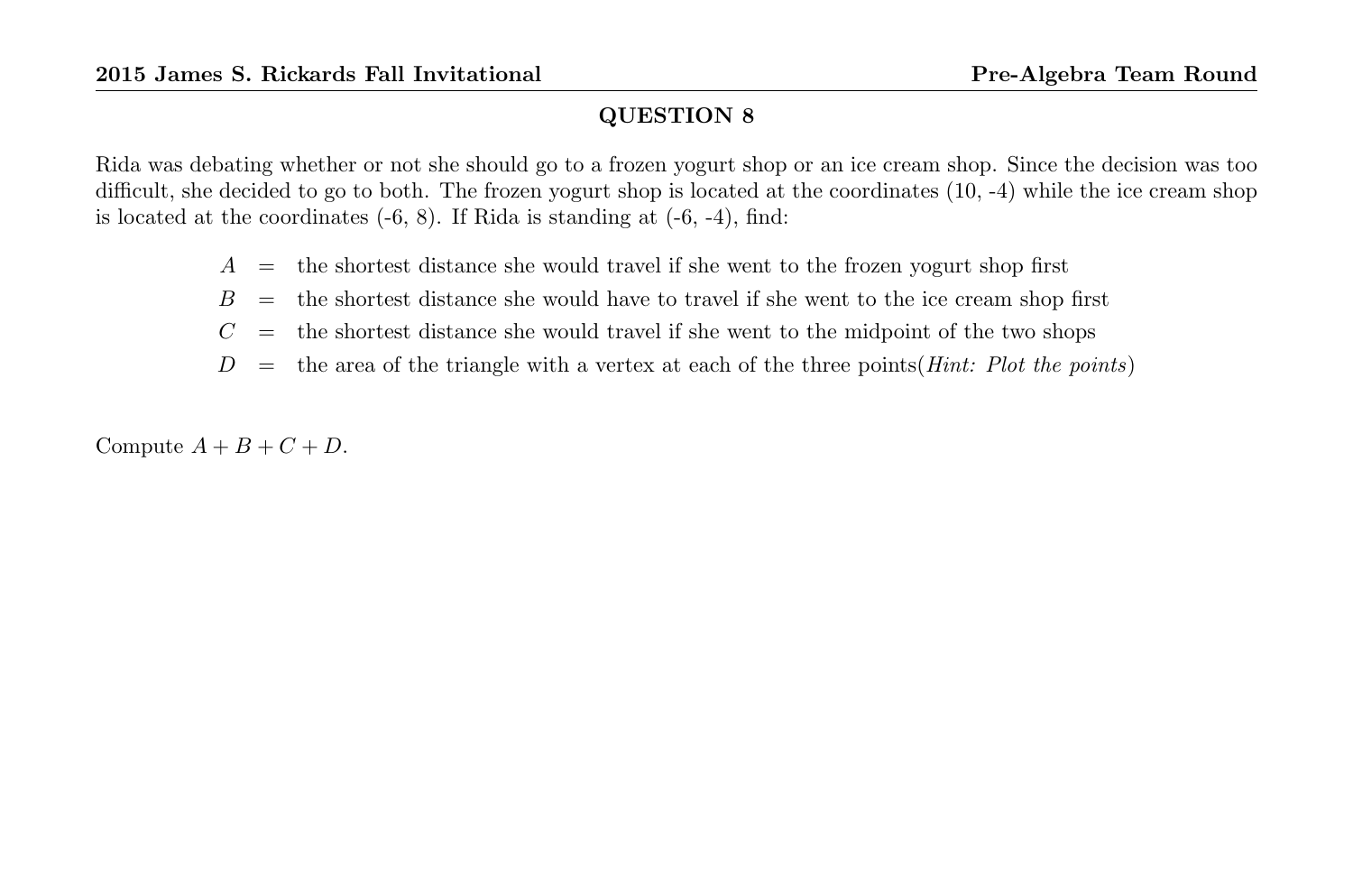## QUESTION 8

Rida was debating whether or not she should go to a frozen yogurt shop or an ice cream shop. Since the decision was too difficult, she decided to go to both. The frozen yogurt shop is located at the coordinates (10, -4) while the ice cream shop is located at the coordinates (-6, 8). If Rida is standing at (-6, -4), find:

$A$ = the shortest distance she would travel if she went to the frozen yogurt shop first

$B$ = the shortest distance she would have to travel if she went to the ice cream shop first

$C$ = the shortest distance she would travel if she went to the midpoint of the two shops

$D$ = the area of the triangle with a vertex at each of the three points(*Hint: Plot the points*)

Compute $A + B + C + D$.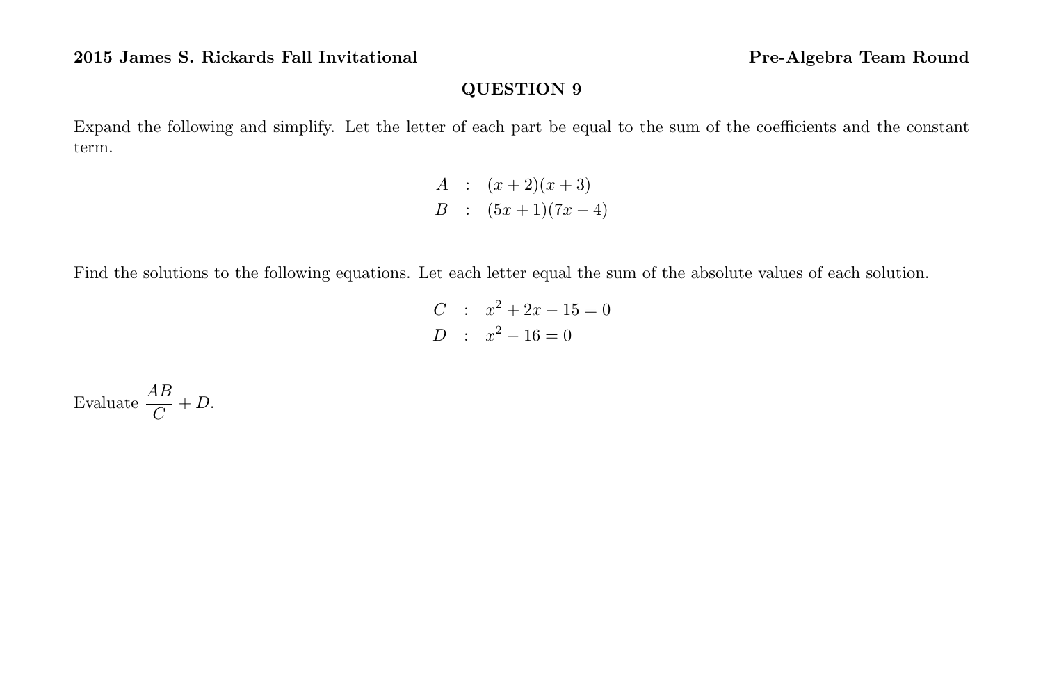## QUESTION 9

Expand the following and simplify. Let the letter of each part be equal to the sum of the coefficients and the constant term.

$$A \quad : \quad (x+2)(x+3)$$
$$B \quad : \quad (5x+1)(7x-4)$$

Find the solutions to the following equations. Let each letter equal the sum of the absolute values of each solution.

$$C \quad : \quad x^2 + 2x - 15 = 0$$
$$D \quad : \quad x^2 - 16 = 0$$

Evaluate $\dfrac{AB}{C} + D$.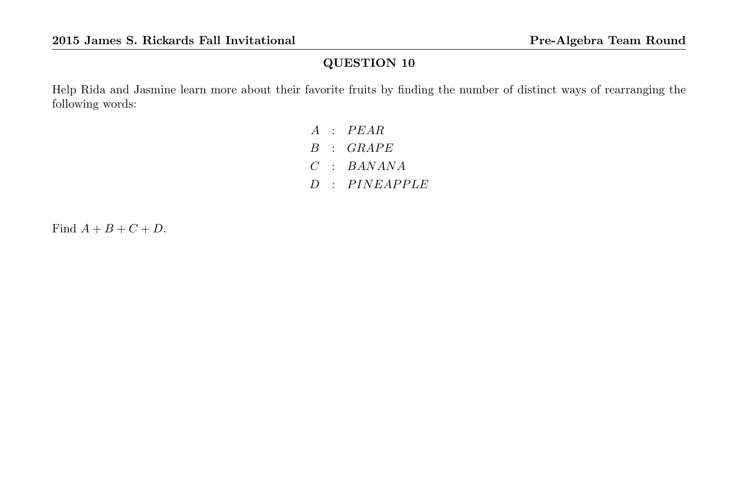## QUESTION 10

Help Rida and Jasmine learn more about their favorite fruits by finding the number of distinct ways of rearranging the following words:

$$A : PEAR$$
$$B : GRAPE$$
$$C : BANANA$$
$$D : PINEAPPLE$$

Find $A + B + C + D$.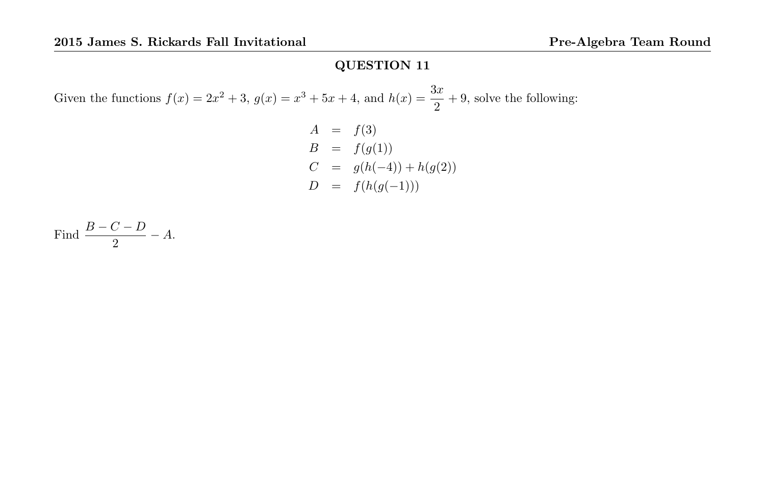## QUESTION 11

Given the functions $f(x) = 2x^2 + 3$, $g(x) = x^3 + 5x + 4$, and $h(x) = \frac{3x}{2} + 9$, solve the following:

$$
\begin{aligned}
A &= f(3) \\
B &= f(g(1)) \\
C &= g(h(-4)) + h(g(2)) \\
D &= f(h(g(-1)))
\end{aligned}
$$

Find $\frac{B - C - D}{2} - A$.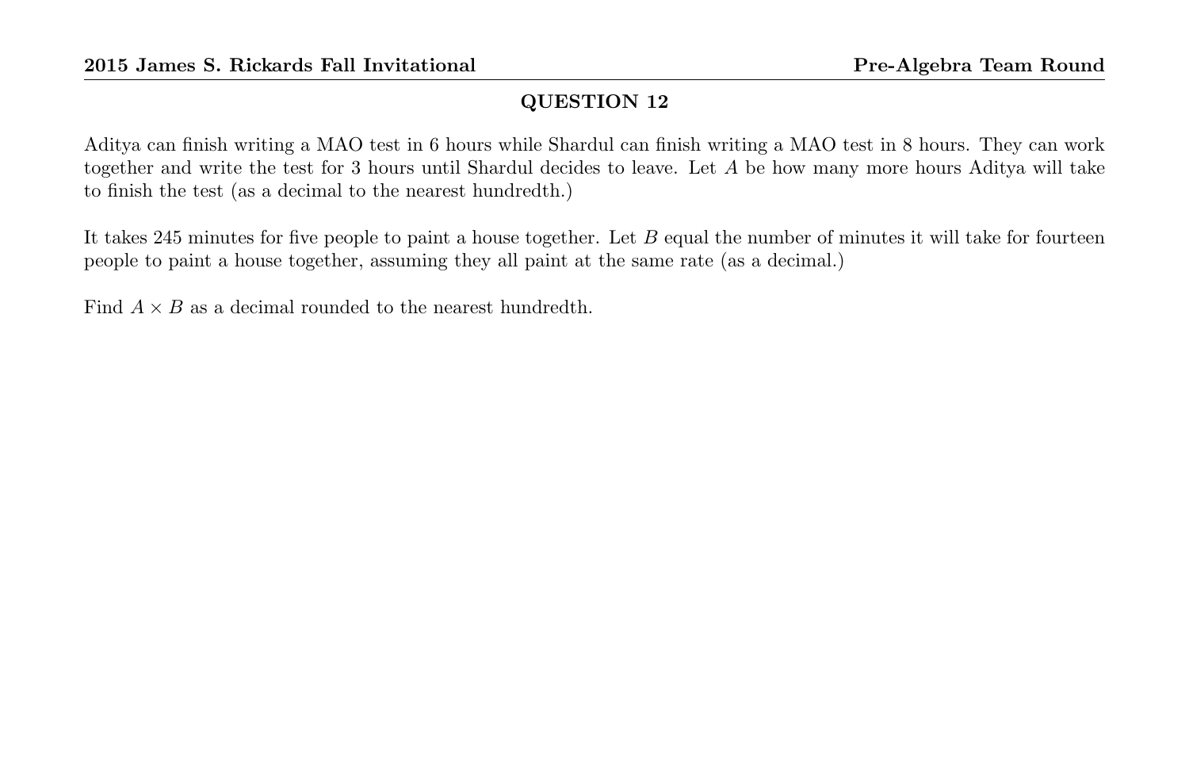## QUESTION 12

Aditya can finish writing a MAO test in 6 hours while Shardul can finish writing a MAO test in 8 hours. They can work together and write the test for 3 hours until Shardul decides to leave. Let $A$ be how many more hours Aditya will take to finish the test (as a decimal to the nearest hundredth.)

It takes 245 minutes for five people to paint a house together. Let $B$ equal the number of minutes it will take for fourteen people to paint a house together, assuming they all paint at the same rate (as a decimal.)

Find $A \times B$ as a decimal rounded to the nearest hundredth.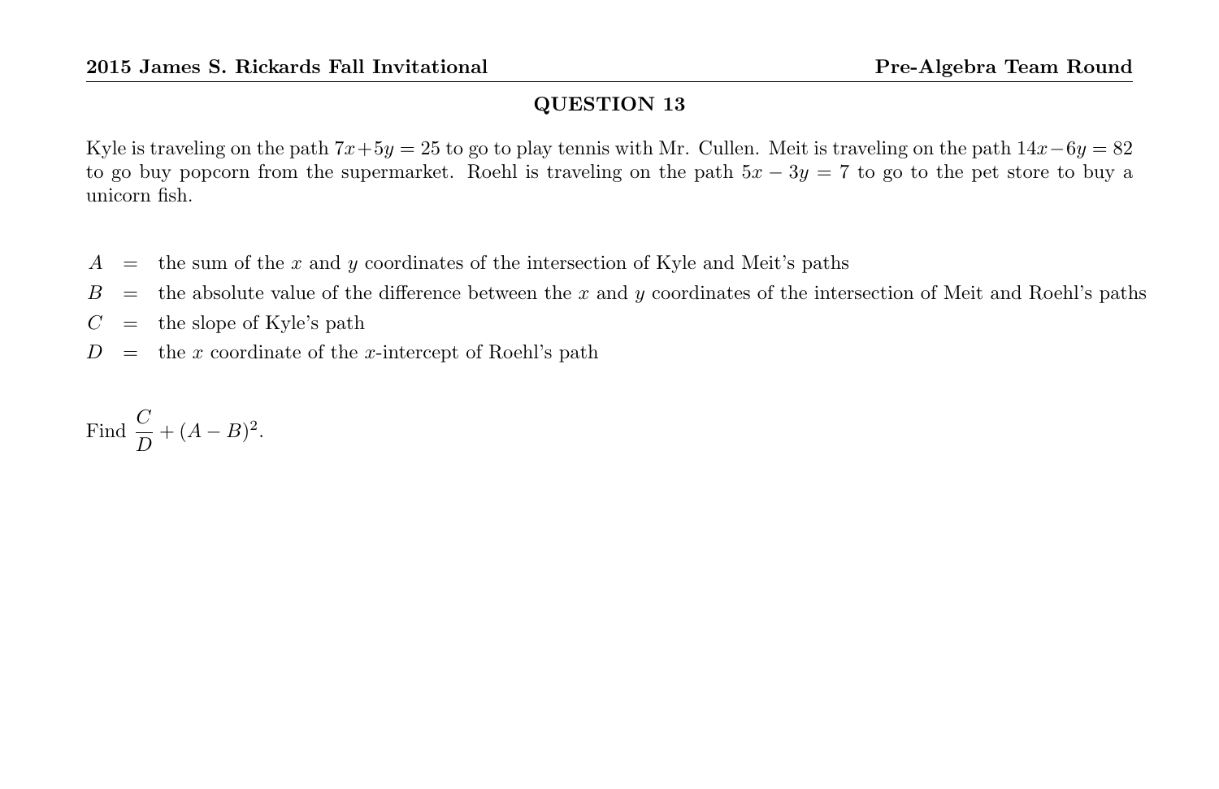## QUESTION 13

Kyle is traveling on the path $7x+5y=25$ to go to play tennis with Mr. Cullen. Meit is traveling on the path $14x-6y=82$ to go buy popcorn from the supermarket. Roehl is traveling on the path $5x-3y=7$ to go to the pet store to buy a unicorn fish.

$A$ = the sum of the $x$ and $y$ coordinates of the intersection of Kyle and Meit's paths

$B$ = the absolute value of the difference between the $x$ and $y$ coordinates of the intersection of Meit and Roehl's paths

$C$ = the slope of Kyle's path

$D$ = the $x$ coordinate of the $x$-intercept of Roehl's path

Find $\dfrac{C}{D}+(A-B)^2$.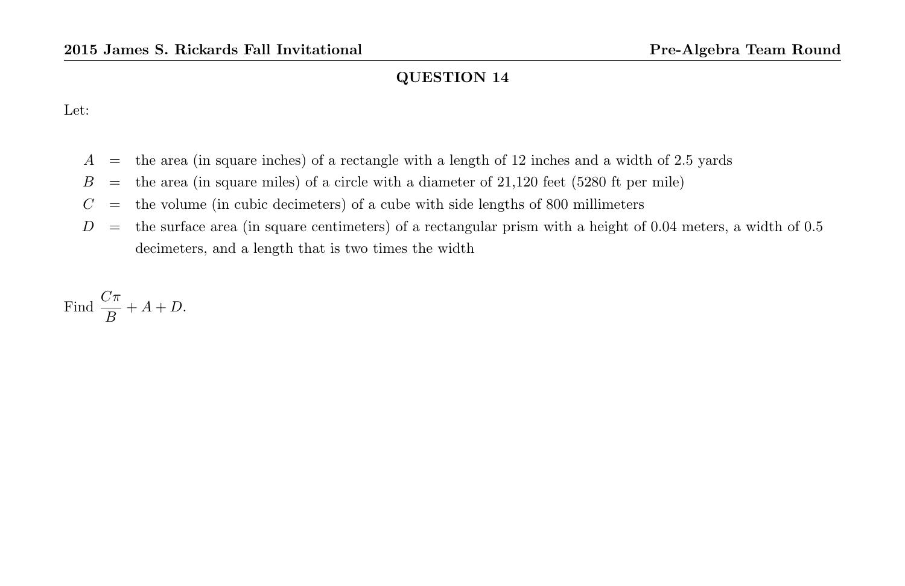## QUESTION 14

Let:

| | | |
|---|---|---|
| $A$ | $=$ | the area (in square inches) of a rectangle with a length of 12 inches and a width of 2.5 yards |
| $B$ | $=$ | the area (in square miles) of a circle with a diameter of 21,120 feet (5280 ft per mile) |
| $C$ | $=$ | the volume (in cubic decimeters) of a cube with side lengths of 800 millimeters |
| $D$ | $=$ | the surface area (in square centimeters) of a rectangular prism with a height of 0.04 meters, a width of 0.5 decimeters, and a length that is two times the width |

Find $\dfrac{C\pi}{B} + A + D$.